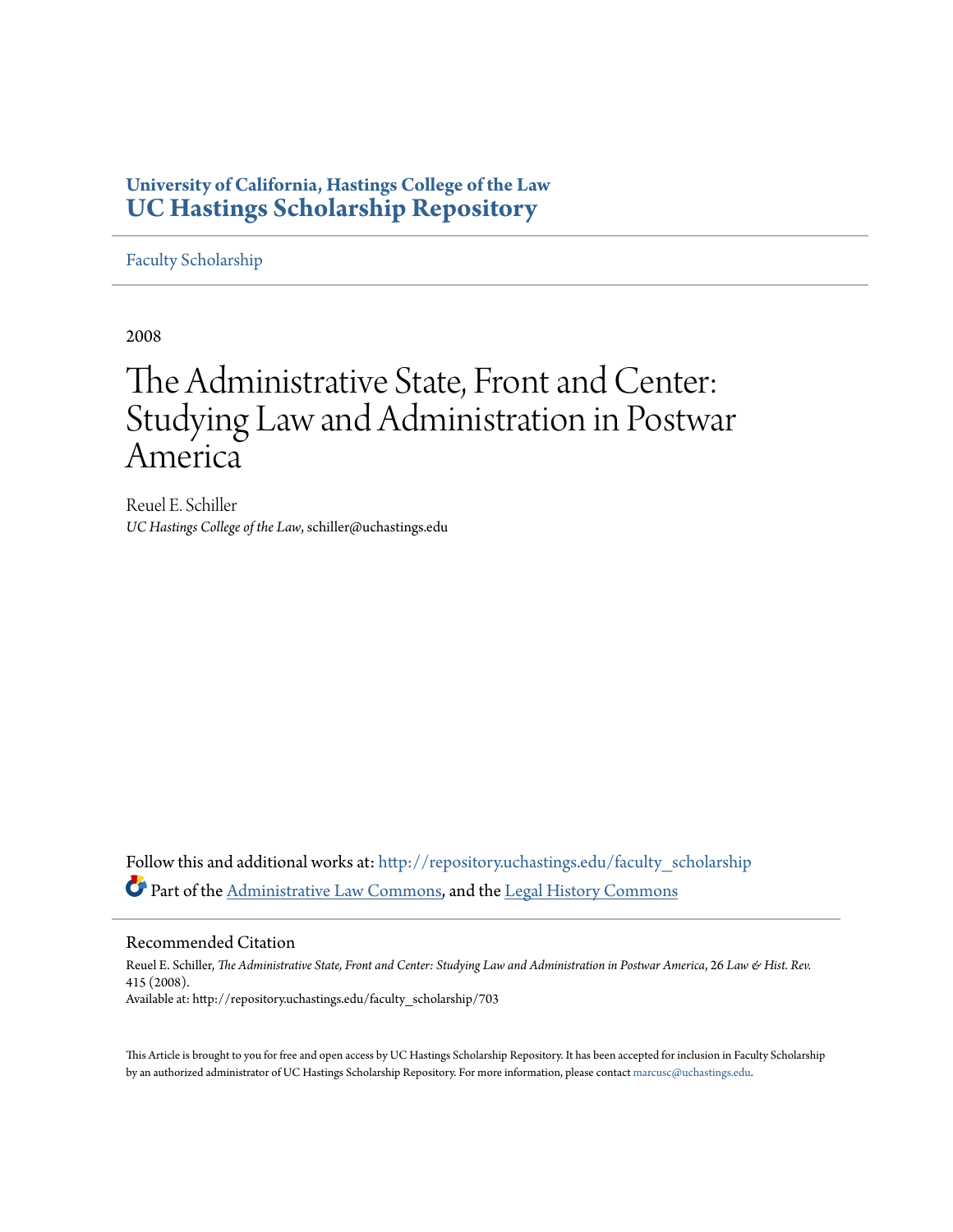**University of California, Hastings College of the Law**
# UC Hastings Scholarship Repository

Faculty Scholarship

2008

# The Administrative State, Front and Center: Studying Law and Administration in Postwar America

Reuel E. Schiller
*UC Hastings College of the Law*, schiller@uchastings.edu

Follow this and additional works at: http://repository.uchastings.edu/faculty_scholarship
Part of the Administrative Law Commons, and the Legal History Commons

## Recommended Citation

Reuel E. Schiller, *The Administrative State, Front and Center: Studying Law and Administration in Postwar America*, 26 *Law & Hist. Rev.* 415 (2008).
Available at: http://repository.uchastings.edu/faculty_scholarship/703

This Article is brought to you for free and open access by UC Hastings Scholarship Repository. It has been accepted for inclusion in Faculty Scholarship by an authorized administrator of UC Hastings Scholarship Repository. For more information, please contact marcusc@uchastings.edu.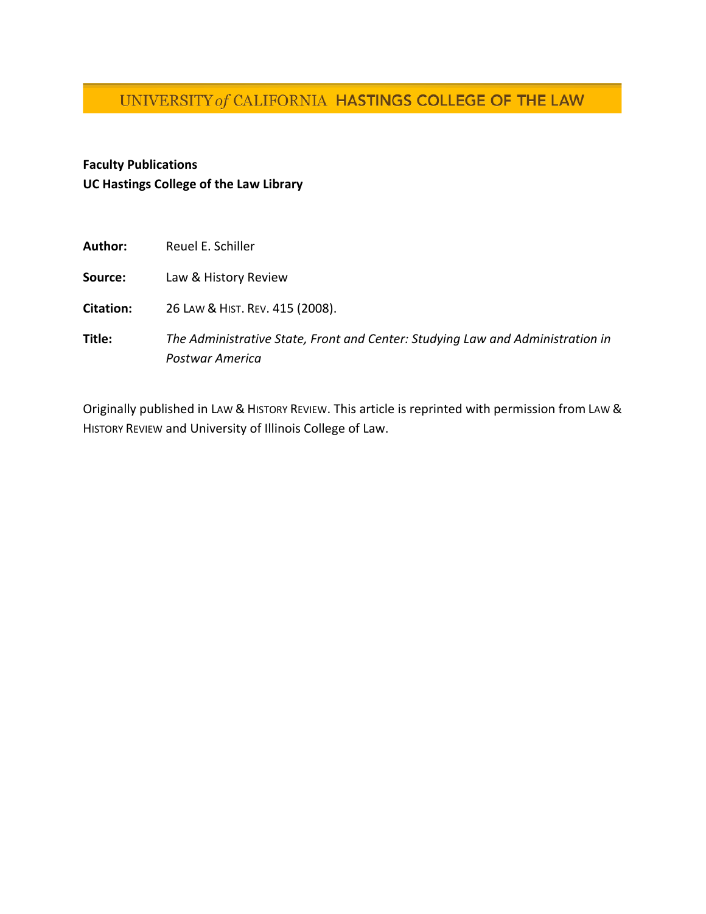UNIVERSITY *of* CALIFORNIA HASTINGS COLLEGE OF THE LAW

**Faculty Publications**
**UC Hastings College of the Law Library**

| | |
|---|---|
| **Author:** | Reuel E. Schiller |
| **Source:** | Law & History Review |
| **Citation:** | 26 LAW & HIST. REV. 415 (2008). |
| **Title:** | *The Administrative State, Front and Center: Studying Law and Administration in Postwar America* |

Originally published in LAW & HISTORY REVIEW. This article is reprinted with permission from LAW & HISTORY REVIEW and University of Illinois College of Law.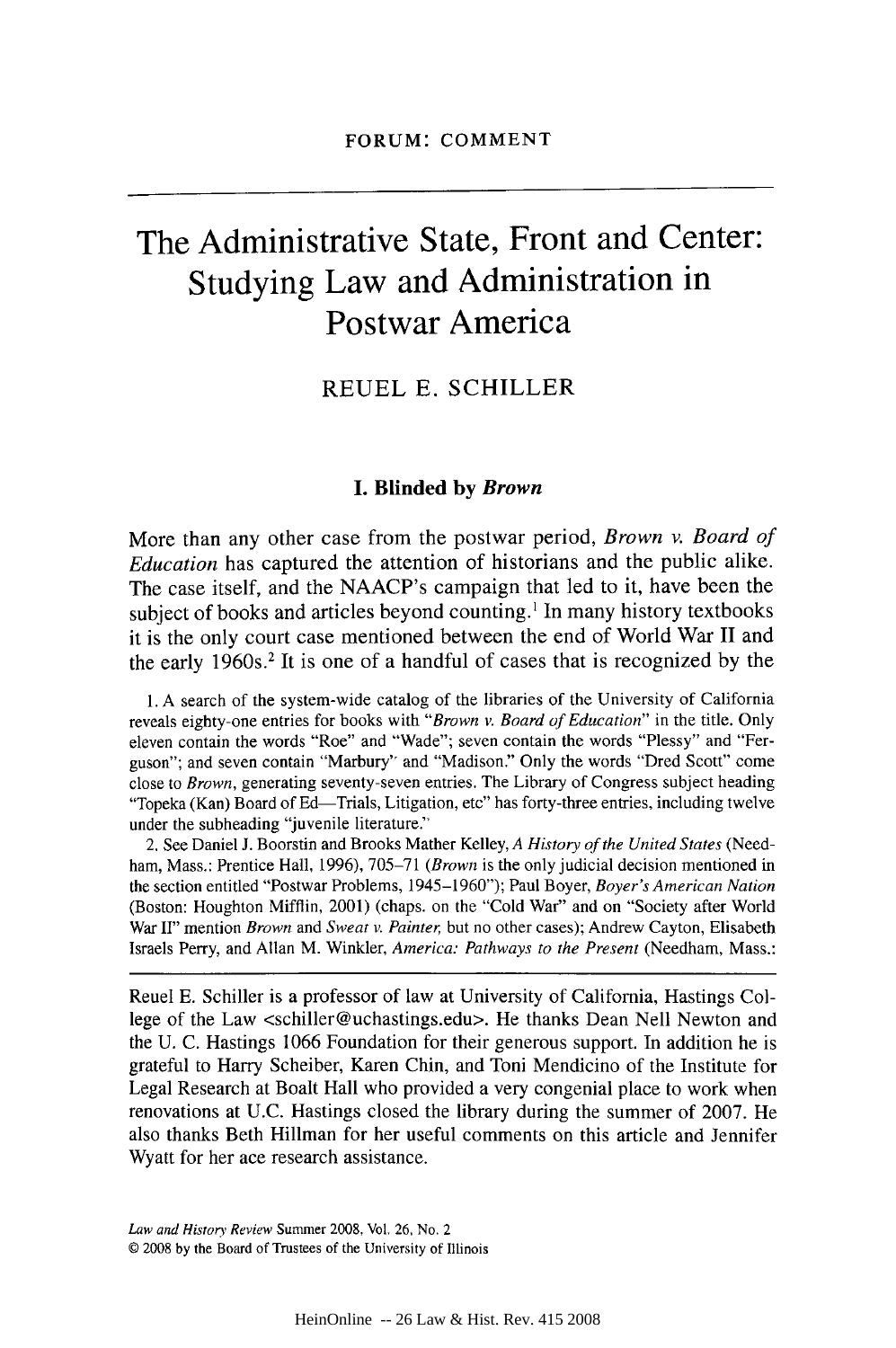FORUM: COMMENT

# The Administrative State, Front and Center: Studying Law and Administration in Postwar America

REUEL E. SCHILLER

## I. Blinded by *Brown*

More than any other case from the postwar period, *Brown v. Board of Education* has captured the attention of historians and the public alike. The case itself, and the NAACP's campaign that led to it, have been the subject of books and articles beyond counting.[1] In many history textbooks it is the only court case mentioned between the end of World War II and the early 1960s.[2] It is one of a handful of cases that is recognized by the

1. A search of the system-wide catalog of the libraries of the University of California reveals eighty-one entries for books with "*Brown v. Board of Education*" in the title. Only eleven contain the words "Roe" and "Wade"; seven contain the words "Plessy" and "Ferguson"; and seven contain "Marbury" and "Madison." Only the words "Dred Scott" come close to *Brown*, generating seventy-seven entries. The Library of Congress subject heading "Topeka (Kan) Board of Ed—Trials, Litigation, etc" has forty-three entries, including twelve under the subheading "juvenile literature."

2. See Daniel J. Boorstin and Brooks Mather Kelley, *A History of the United States* (Needham, Mass.: Prentice Hall, 1996), 705–71 (*Brown* is the only judicial decision mentioned in the section entitled "Postwar Problems, 1945–1960"); Paul Boyer, *Boyer's American Nation* (Boston: Houghton Mifflin, 2001) (chaps. on the "Cold War" and on "Society after World War II" mention *Brown* and *Sweat v. Painter*, but no other cases); Andrew Cayton, Elisabeth Israels Perry, and Allan M. Winkler, *America: Pathways to the Present* (Needham, Mass.:

Reuel E. Schiller is a professor of law at University of California, Hastings College of the Law <schiller@uchastings.edu>. He thanks Dean Nell Newton and the U. C. Hastings 1066 Foundation for their generous support. In addition he is grateful to Harry Scheiber, Karen Chin, and Toni Mendicino of the Institute for Legal Research at Boalt Hall who provided a very congenial place to work when renovations at U.C. Hastings closed the library during the summer of 2007. He also thanks Beth Hillman for her useful comments on this article and Jennifer Wyatt for her ace research assistance.

*Law and History Review* Summer 2008, Vol. 26, No. 2
© 2008 by the Board of Trustees of the University of Illinois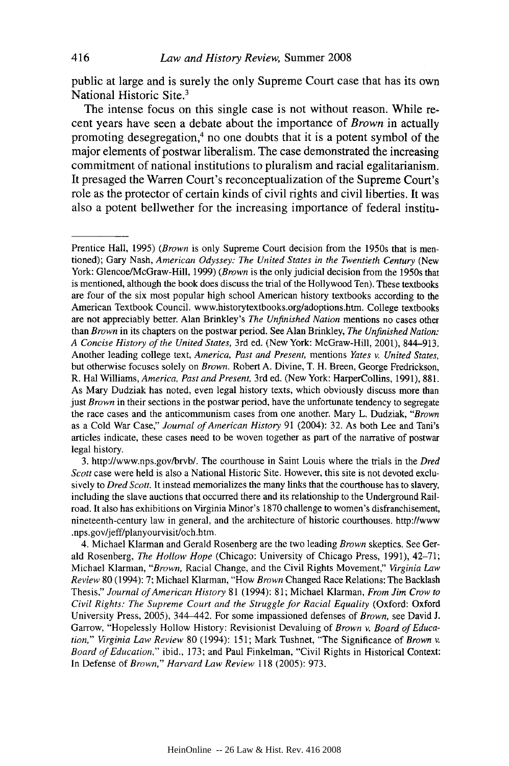public at large and is surely the only Supreme Court case that has its own National Historic Site.[3]

The intense focus on this single case is not without reason. While recent years have seen a debate about the importance of *Brown* in actually promoting desegregation,[4] no one doubts that it is a potent symbol of the major elements of postwar liberalism. The case demonstrated the increasing commitment of national institutions to pluralism and racial egalitarianism. It presaged the Warren Court's reconceptualization of the Supreme Court's role as the protector of certain kinds of civil rights and civil liberties. It was also a potent bellwether for the increasing importance of federal institu-

---

Prentice Hall, 1995) (*Brown* is only Supreme Court decision from the 1950s that is mentioned); Gary Nash, *American Odyssey: The United States in the Twentieth Century* (New York: Glencoe/McGraw-Hill, 1999) (*Brown* is the only judicial decision from the 1950s that is mentioned, although the book does discuss the trial of the Hollywood Ten). These textbooks are four of the six most popular high school American history textbooks according to the American Textbook Council. www.historytextbooks.org/adoptions.htm. College textbooks are not appreciably better. Alan Brinkley's *The Unfinished Nation* mentions no cases other than *Brown* in its chapters on the postwar period. See Alan Brinkley, *The Unfinished Nation: A Concise History of the United States*, 3rd ed. (New York: McGraw-Hill, 2001), 844–913. Another leading college text, *America, Past and Present*, mentions *Yates v. United States*, but otherwise focuses solely on *Brown*. Robert A. Divine, T. H. Breen, George Fredrickson, R. Hal Williams, *America, Past and Present*, 3rd ed. (New York: HarperCollins, 1991), 881. As Mary Dudziak has noted, even legal history texts, which obviously discuss more than just *Brown* in their sections in the postwar period, have the unfortunate tendency to segregate the race cases and the anticommunism cases from one another. Mary L. Dudziak, "*Brown* as a Cold War Case," *Journal of American History* 91 (2004): 32. As both Lee and Tani's articles indicate, these cases need to be woven together as part of the narrative of postwar legal history.

3. http://www.nps.gov/brvb/. The courthouse in Saint Louis where the trials in the *Dred Scott* case were held is also a National Historic Site. However, this site is not devoted exclusively to *Dred Scott*. It instead memorializes the many links that the courthouse has to slavery, including the slave auctions that occurred there and its relationship to the Underground Railroad. It also has exhibitions on Virginia Minor's 1870 challenge to women's disfranchisement, nineteenth-century law in general, and the architecture of historic courthouses. http://www.nps.gov/jeff/planyourvisit/och.htm.

4. Michael Klarman and Gerald Rosenberg are the two leading *Brown* skeptics. See Gerald Rosenberg, *The Hollow Hope* (Chicago: University of Chicago Press, 1991), 42–71; Michael Klarman, "*Brown*, Racial Change, and the Civil Rights Movement," *Virginia Law Review* 80 (1994): 7; Michael Klarman, "How *Brown* Changed Race Relations: The Backlash Thesis," *Journal of American History* 81 (1994): 81; Michael Klarman, *From Jim Crow to Civil Rights: The Supreme Court and the Struggle for Racial Equality* (Oxford: Oxford University Press, 2005), 344–442. For some impassioned defenses of *Brown*, see David J. Garrow, "Hopelessly Hollow History: Revisionist Devaluing of *Brown v. Board of Education*," *Virginia Law Review* 80 (1994): 151; Mark Tushnet, "The Significance of *Brown v. Board of Education*," ibid., 173; and Paul Finkelman, "Civil Rights in Historical Context: In Defense of *Brown*," *Harvard Law Review* 118 (2005): 973.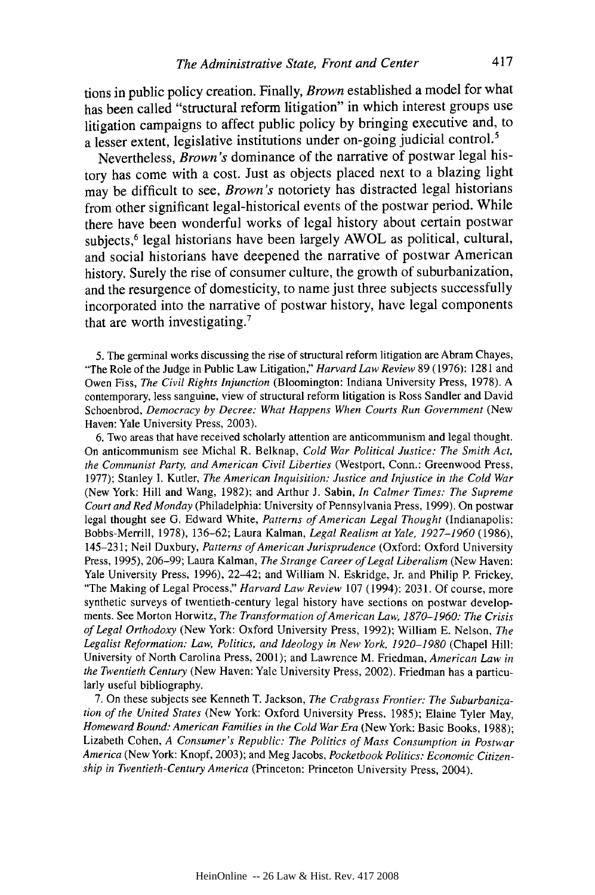tions in public policy creation. Finally, *Brown* established a model for what has been called "structural reform litigation" in which interest groups use litigation campaigns to affect public policy by bringing executive and, to a lesser extent, legislative institutions under on-going judicial control.[5]

Nevertheless, *Brown's* dominance of the narrative of postwar legal history has come with a cost. Just as objects placed next to a blazing light may be difficult to see, *Brown's* notoriety has distracted legal historians from other significant legal-historical events of the postwar period. While there have been wonderful works of legal history about certain postwar subjects,[6] legal historians have been largely AWOL as political, cultural, and social historians have deepened the narrative of postwar American history. Surely the rise of consumer culture, the growth of suburbanization, and the resurgence of domesticity, to name just three subjects successfully incorporated into the narrative of postwar history, have legal components that are worth investigating.[7]

5. The germinal works discussing the rise of structural reform litigation are Abram Chayes, "The Role of the Judge in Public Law Litigation," *Harvard Law Review* 89 (1976): 1281 and Owen Fiss, *The Civil Rights Injunction* (Bloomington: Indiana University Press, 1978). A contemporary, less sanguine, view of structural reform litigation is Ross Sandler and David Schoenbrod, *Democracy by Decree: What Happens When Courts Run Government* (New Haven: Yale University Press, 2003).

6. Two areas that have received scholarly attention are anticommunism and legal thought. On anticommunism see Michal R. Belknap, *Cold War Political Justice: The Smith Act, the Communist Party, and American Civil Liberties* (Westport, Conn.: Greenwood Press, 1977); Stanley I. Kutler, *The American Inquisition: Justice and Injustice in the Cold War* (New York: Hill and Wang, 1982); and Arthur J. Sabin, *In Calmer Times: The Supreme Court and Red Monday* (Philadelphia: University of Pennsylvania Press, 1999). On postwar legal thought see G. Edward White, *Patterns of American Legal Thought* (Indianapolis: Bobbs-Merrill, 1978), 136–62; Laura Kalman, *Legal Realism at Yale, 1927–1960* (1986), 145–231; Neil Duxbury, *Patterns of American Jurisprudence* (Oxford: Oxford University Press, 1995), 206–99; Laura Kalman, *The Strange Career of Legal Liberalism* (New Haven: Yale University Press, 1996), 22–42; and William N. Eskridge, Jr. and Philip P. Frickey, "The Making of Legal Process," *Harvard Law Review* 107 (1994): 2031. Of course, more synthetic surveys of twentieth-century legal history have sections on postwar developments. See Morton Horwitz, *The Transformation of American Law, 1870–1960: The Crisis of Legal Orthodoxy* (New York: Oxford University Press, 1992); William E. Nelson, *The Legalist Reformation: Law, Politics, and Ideology in New York, 1920–1980* (Chapel Hill: University of North Carolina Press, 2001); and Lawrence M. Friedman, *American Law in the Twentieth Century* (New Haven: Yale University Press, 2002). Friedman has a particularly useful bibliography.

7. On these subjects see Kenneth T. Jackson, *The Crabgrass Frontier: The Suburbanization of the United States* (New York: Oxford University Press, 1985); Elaine Tyler May, *Homeward Bound: American Families in the Cold War Era* (New York: Basic Books, 1988); Lizabeth Cohen, *A Consumer's Republic: The Politics of Mass Consumption in Postwar America* (New York: Knopf, 2003); and Meg Jacobs, *Pocketbook Politics: Economic Citizenship in Twentieth-Century America* (Princeton: Princeton University Press, 2004).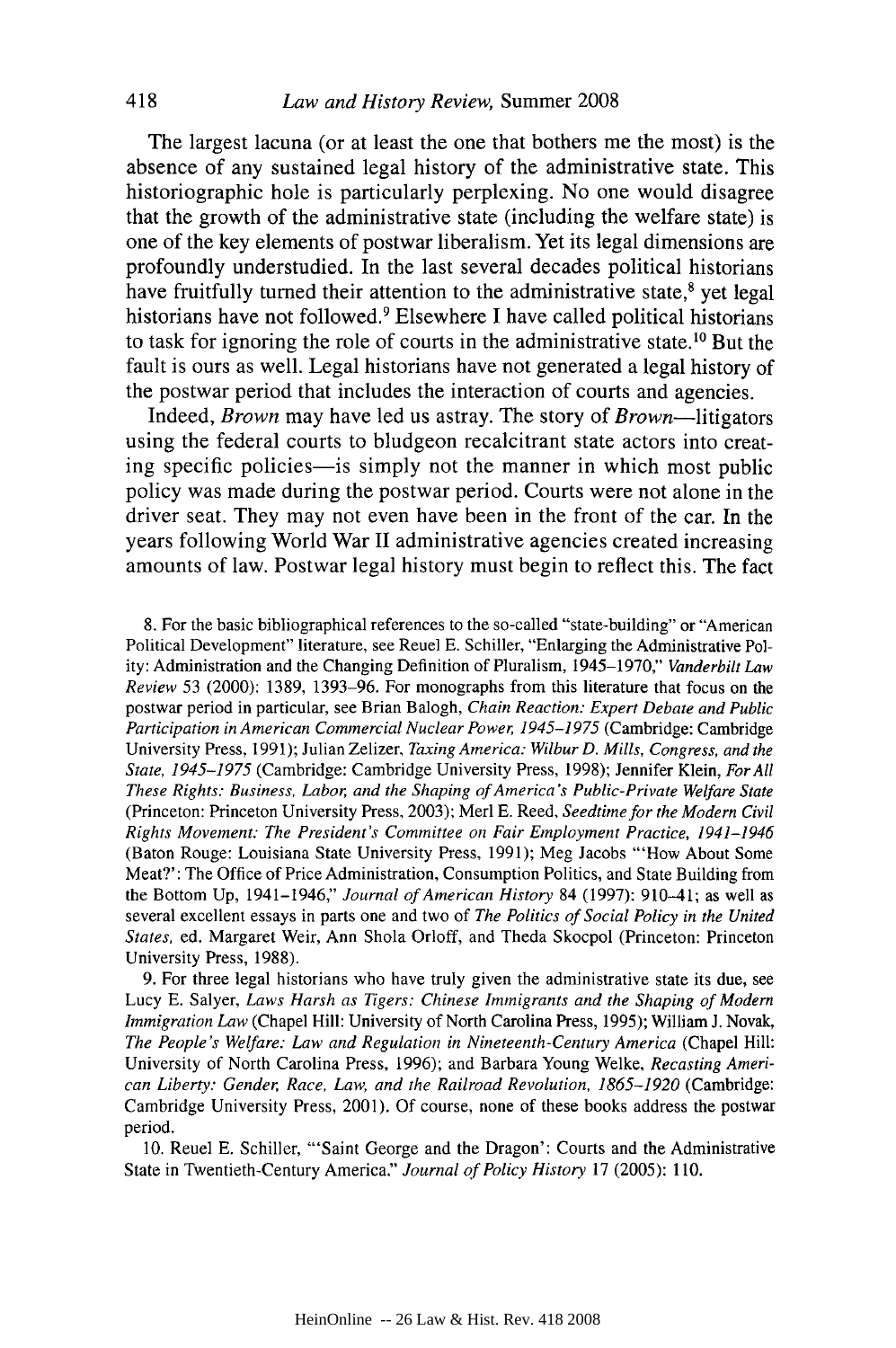The largest lacuna (or at least the one that bothers me the most) is the absence of any sustained legal history of the administrative state. This historiographic hole is particularly perplexing. No one would disagree that the growth of the administrative state (including the welfare state) is one of the key elements of postwar liberalism. Yet its legal dimensions are profoundly understudied. In the last several decades political historians have fruitfully turned their attention to the administrative state,[8] yet legal historians have not followed.[9] Elsewhere I have called political historians to task for ignoring the role of courts in the administrative state.[10] But the fault is ours as well. Legal historians have not generated a legal history of the postwar period that includes the interaction of courts and agencies.

Indeed, *Brown* may have led us astray. The story of *Brown*—litigators using the federal courts to bludgeon recalcitrant state actors into creating specific policies—is simply not the manner in which most public policy was made during the postwar period. Courts were not alone in the driver seat. They may not even have been in the front of the car. In the years following World War II administrative agencies created increasing amounts of law. Postwar legal history must begin to reflect this. The fact

8. For the basic bibliographical references to the so-called "state-building" or "American Political Development" literature, see Reuel E. Schiller, "Enlarging the Administrative Polity: Administration and the Changing Definition of Pluralism, 1945–1970," *Vanderbilt Law Review* 53 (2000): 1389, 1393–96. For monographs from this literature that focus on the postwar period in particular, see Brian Balogh, *Chain Reaction: Expert Debate and Public Participation in American Commercial Nuclear Power, 1945–1975* (Cambridge: Cambridge University Press, 1991); Julian Zelizer, *Taxing America: Wilbur D. Mills, Congress, and the State, 1945–1975* (Cambridge: Cambridge University Press, 1998); Jennifer Klein, *For All These Rights: Business, Labor, and the Shaping of America's Public-Private Welfare State* (Princeton: Princeton University Press, 2003); Merl E. Reed, *Seedtime for the Modern Civil Rights Movement: The President's Committee on Fair Employment Practice, 1941–1946* (Baton Rouge: Louisiana State University Press, 1991); Meg Jacobs "'How About Some Meat?': The Office of Price Administration, Consumption Politics, and State Building from the Bottom Up, 1941–1946," *Journal of American History* 84 (1997): 910–41; as well as several excellent essays in parts one and two of *The Politics of Social Policy in the United States*, ed. Margaret Weir, Ann Shola Orloff, and Theda Skocpol (Princeton: Princeton University Press, 1988).

9. For three legal historians who have truly given the administrative state its due, see Lucy E. Salyer, *Laws Harsh as Tigers: Chinese Immigrants and the Shaping of Modern Immigration Law* (Chapel Hill: University of North Carolina Press, 1995); William J. Novak, *The People's Welfare: Law and Regulation in Nineteenth-Century America* (Chapel Hill: University of North Carolina Press, 1996); and Barbara Young Welke, *Recasting American Liberty: Gender, Race, Law, and the Railroad Revolution, 1865–1920* (Cambridge: Cambridge University Press, 2001). Of course, none of these books address the postwar period.

10. Reuel E. Schiller, "'Saint George and the Dragon': Courts and the Administrative State in Twentieth-Century America," *Journal of Policy History* 17 (2005): 110.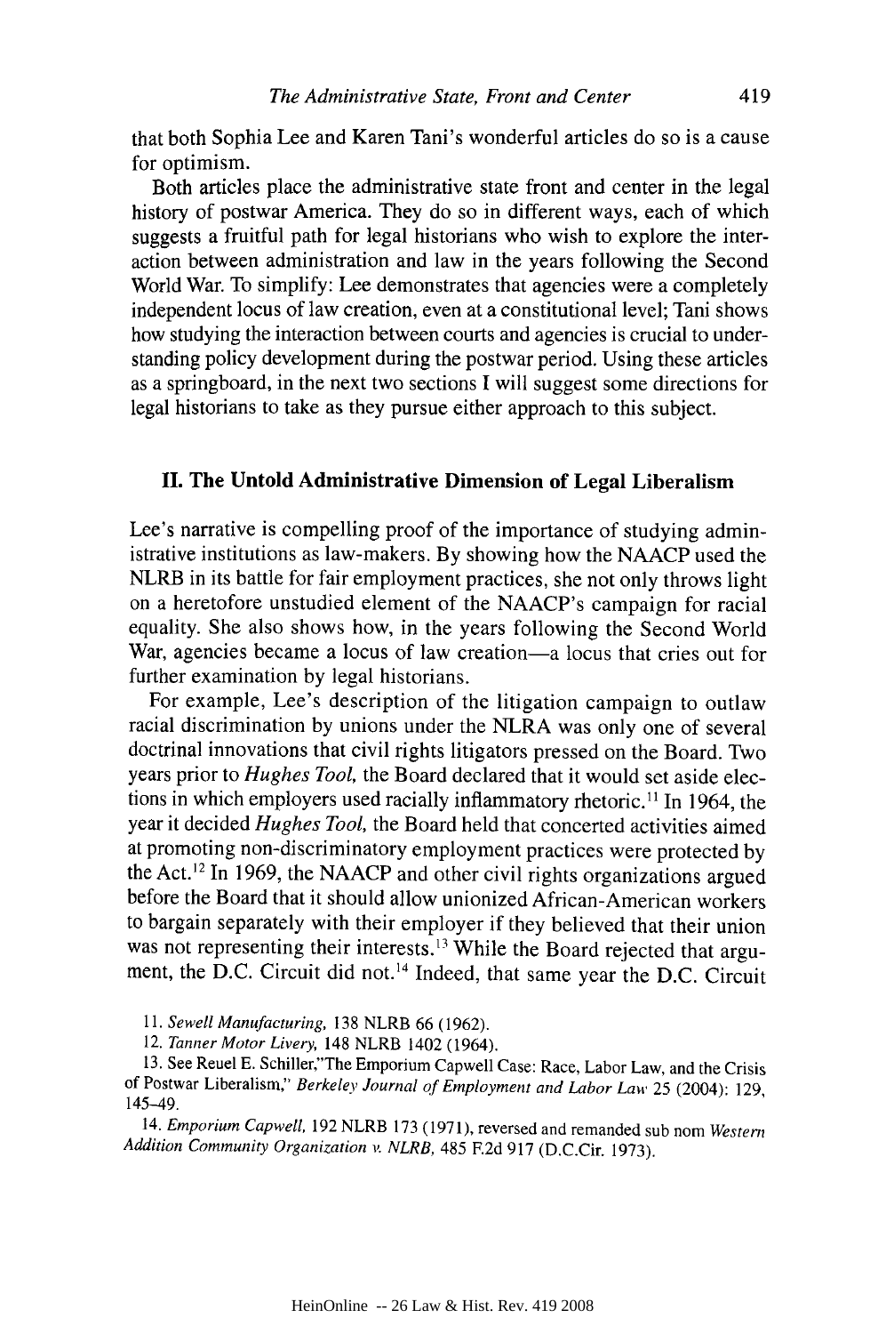that both Sophia Lee and Karen Tani's wonderful articles do so is a cause for optimism.

Both articles place the administrative state front and center in the legal history of postwar America. They do so in different ways, each of which suggests a fruitful path for legal historians who wish to explore the interaction between administration and law in the years following the Second World War. To simplify: Lee demonstrates that agencies were a completely independent locus of law creation, even at a constitutional level; Tani shows how studying the interaction between courts and agencies is crucial to understanding policy development during the postwar period. Using these articles as a springboard, in the next two sections I will suggest some directions for legal historians to take as they pursue either approach to this subject.

## II. The Untold Administrative Dimension of Legal Liberalism

Lee's narrative is compelling proof of the importance of studying administrative institutions as law-makers. By showing how the NAACP used the NLRB in its battle for fair employment practices, she not only throws light on a heretofore unstudied element of the NAACP's campaign for racial equality. She also shows how, in the years following the Second World War, agencies became a locus of law creation—a locus that cries out for further examination by legal historians.

For example, Lee's description of the litigation campaign to outlaw racial discrimination by unions under the NLRA was only one of several doctrinal innovations that civil rights litigators pressed on the Board. Two years prior to *Hughes Tool*, the Board declared that it would set aside elections in which employers used racially inflammatory rhetoric.[11] In 1964, the year it decided *Hughes Tool*, the Board held that concerted activities aimed at promoting non-discriminatory employment practices were protected by the Act.[12] In 1969, the NAACP and other civil rights organizations argued before the Board that it should allow unionized African-American workers to bargain separately with their employer if they believed that their union was not representing their interests.[13] While the Board rejected that argument, the D.C. Circuit did not.[14] Indeed, that same year the D.C. Circuit

11. *Sewell Manufacturing*, 138 NLRB 66 (1962).

12. *Tanner Motor Livery*, 148 NLRB 1402 (1964).

13. See Reuel E. Schiller,"The Emporium Capwell Case: Race, Labor Law, and the Crisis of Postwar Liberalism," *Berkeley Journal of Employment and Labor Law* 25 (2004): 129, 145–49.

14. *Emporium Capwell*, 192 NLRB 173 (1971), reversed and remanded sub nom *Western Addition Community Organization v. NLRB*, 485 F.2d 917 (D.C.Cir. 1973).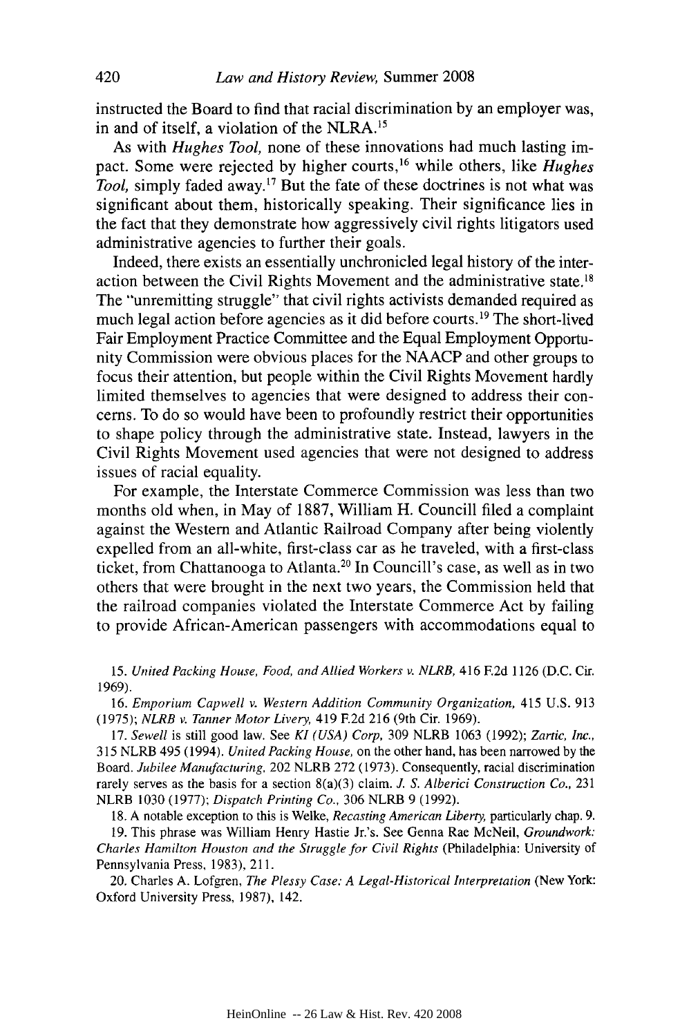instructed the Board to find that racial discrimination by an employer was, in and of itself, a violation of the NLRA.[15]

As with *Hughes Tool,* none of these innovations had much lasting impact. Some were rejected by higher courts,[16] while others, like *Hughes Tool,* simply faded away.[17] But the fate of these doctrines is not what was significant about them, historically speaking. Their significance lies in the fact that they demonstrate how aggressively civil rights litigators used administrative agencies to further their goals.

Indeed, there exists an essentially unchronicled legal history of the interaction between the Civil Rights Movement and the administrative state.[18] The "unremitting struggle" that civil rights activists demanded required as much legal action before agencies as it did before courts.[19] The short-lived Fair Employment Practice Committee and the Equal Employment Opportunity Commission were obvious places for the NAACP and other groups to focus their attention, but people within the Civil Rights Movement hardly limited themselves to agencies that were designed to address their concerns. To do so would have been to profoundly restrict their opportunities to shape policy through the administrative state. Instead, lawyers in the Civil Rights Movement used agencies that were not designed to address issues of racial equality.

For example, the Interstate Commerce Commission was less than two months old when, in May of 1887, William H. Councill filed a complaint against the Western and Atlantic Railroad Company after being violently expelled from an all-white, first-class car as he traveled, with a first-class ticket, from Chattanooga to Atlanta.[20] In Councill's case, as well as in two others that were brought in the next two years, the Commission held that the railroad companies violated the Interstate Commerce Act by failing to provide African-American passengers with accommodations equal to

15. *United Packing House, Food, and Allied Workers v. NLRB,* 416 F.2d 1126 (D.C. Cir. 1969).

16. *Emporium Capwell v. Western Addition Community Organization,* 415 U.S. 913 (1975); *NLRB v. Tanner Motor Livery,* 419 F.2d 216 (9th Cir. 1969).

17. *Sewell* is still good law. See *KI (USA) Corp,* 309 NLRB 1063 (1992); *Zartic, Inc.,* 315 NLRB 495 (1994). *United Packing House,* on the other hand, has been narrowed by the Board. *Jubilee Manufacturing,* 202 NLRB 272 (1973). Consequently, racial discrimination rarely serves as the basis for a section 8(a)(3) claim. *J. S. Alberici Construction Co.,* 231 NLRB 1030 (1977); *Dispatch Printing Co.,* 306 NLRB 9 (1992).

18. A notable exception to this is Welke, *Recasting American Liberty,* particularly chap. 9.

19. This phrase was William Henry Hastie Jr.'s. See Genna Rae McNeil, *Groundwork: Charles Hamilton Houston and the Struggle for Civil Rights* (Philadelphia: University of Pennsylvania Press, 1983), 211.

20. Charles A. Lofgren, *The Plessy Case: A Legal-Historical Interpretation* (New York: Oxford University Press, 1987), 142.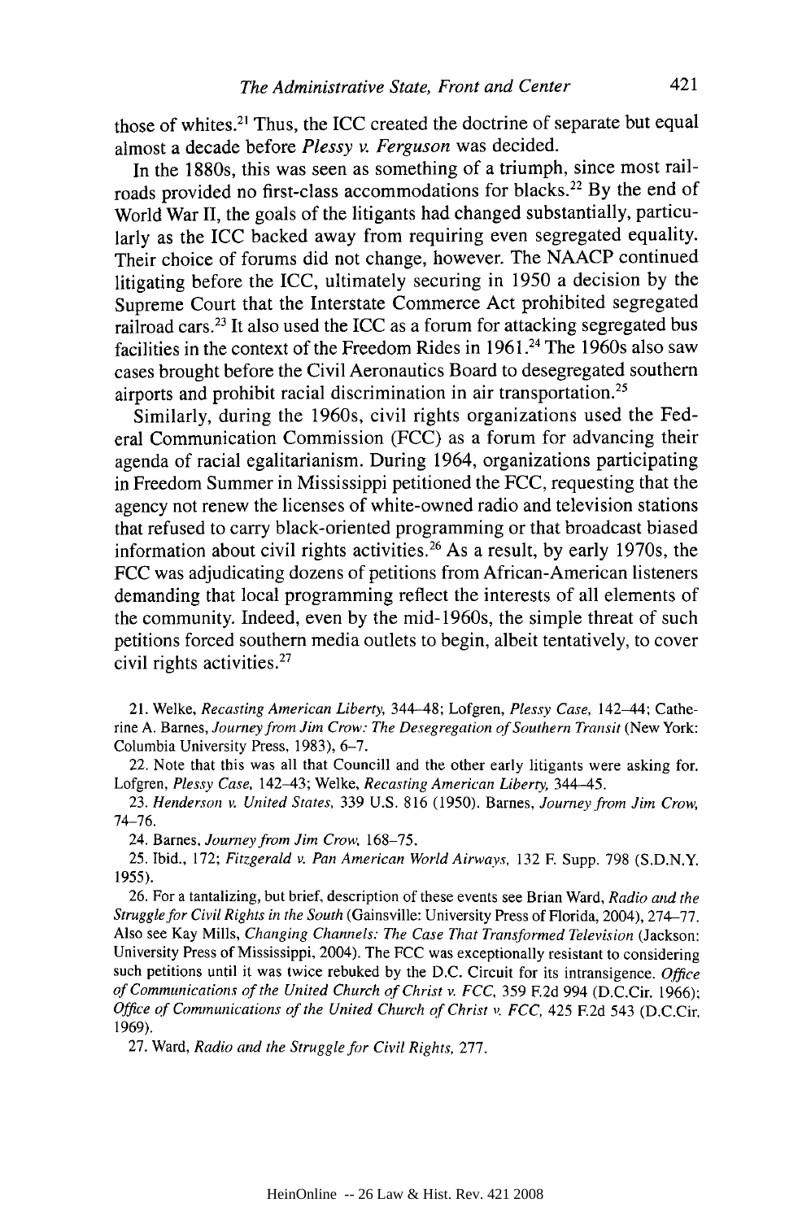those of whites.[21] Thus, the ICC created the doctrine of separate but equal almost a decade before *Plessy v. Ferguson* was decided.

In the 1880s, this was seen as something of a triumph, since most railroads provided no first-class accommodations for blacks.[22] By the end of World War II, the goals of the litigants had changed substantially, particularly as the ICC backed away from requiring even segregated equality. Their choice of forums did not change, however. The NAACP continued litigating before the ICC, ultimately securing in 1950 a decision by the Supreme Court that the Interstate Commerce Act prohibited segregated railroad cars.[23] It also used the ICC as a forum for attacking segregated bus facilities in the context of the Freedom Rides in 1961.[24] The 1960s also saw cases brought before the Civil Aeronautics Board to desegregated southern airports and prohibit racial discrimination in air transportation.[25]

Similarly, during the 1960s, civil rights organizations used the Federal Communication Commission (FCC) as a forum for advancing their agenda of racial egalitarianism. During 1964, organizations participating in Freedom Summer in Mississippi petitioned the FCC, requesting that the agency not renew the licenses of white-owned radio and television stations that refused to carry black-oriented programming or that broadcast biased information about civil rights activities.[26] As a result, by early 1970s, the FCC was adjudicating dozens of petitions from African-American listeners demanding that local programming reflect the interests of all elements of the community. Indeed, even by the mid-1960s, the simple threat of such petitions forced southern media outlets to begin, albeit tentatively, to cover civil rights activities.[27]

21. Welke, *Recasting American Liberty*, 344–48; Lofgren, *Plessy Case*, 142–44; Catherine A. Barnes, *Journey from Jim Crow: The Desegregation of Southern Transit* (New York: Columbia University Press, 1983), 6–7.

22. Note that this was all that Councill and the other early litigants were asking for. Lofgren, *Plessy Case*, 142–43; Welke, *Recasting American Liberty*, 344–45.

23. *Henderson v. United States*, 339 U.S. 816 (1950). Barnes, *Journey from Jim Crow*, 74–76.

24. Barnes, *Journey from Jim Crow*, 168–75.

25. Ibid., 172; *Fitzgerald v. Pan American World Airways*, 132 F. Supp. 798 (S.D.N.Y. 1955).

26. For a tantalizing, but brief, description of these events see Brian Ward, *Radio and the Struggle for Civil Rights in the South* (Gainsville: University Press of Florida, 2004), 274–77. Also see Kay Mills, *Changing Channels: The Case That Transformed Television* (Jackson: University Press of Mississippi, 2004). The FCC was exceptionally resistant to considering such petitions until it was twice rebuked by the D.C. Circuit for its intransigence. *Office of Communications of the United Church of Christ v. FCC*, 359 F.2d 994 (D.C.Cir. 1966); *Office of Communications of the United Church of Christ v. FCC*, 425 F.2d 543 (D.C.Cir. 1969).

27. Ward, *Radio and the Struggle for Civil Rights*, 277.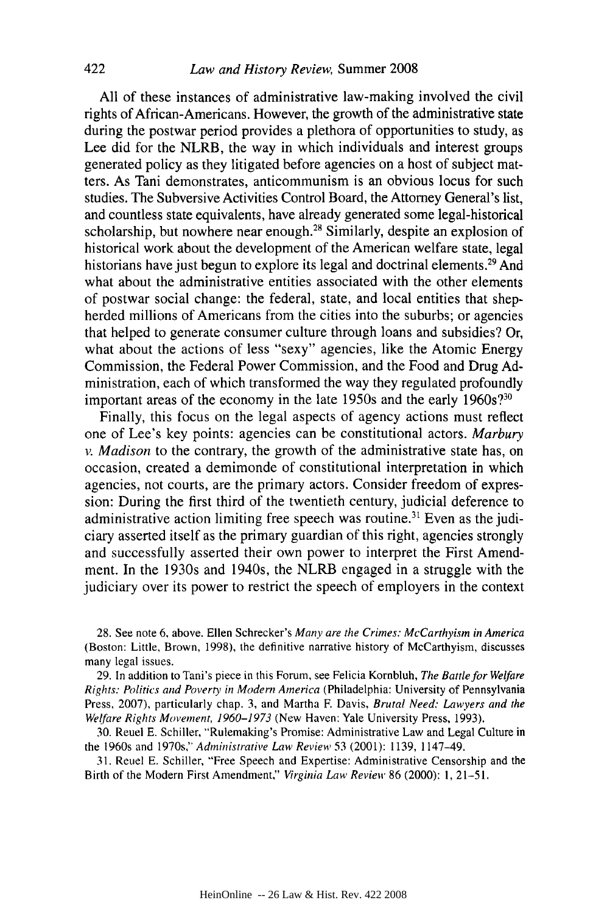All of these instances of administrative law-making involved the civil rights of African-Americans. However, the growth of the administrative state during the postwar period provides a plethora of opportunities to study, as Lee did for the NLRB, the way in which individuals and interest groups generated policy as they litigated before agencies on a host of subject matters. As Tani demonstrates, anticommunism is an obvious locus for such studies. The Subversive Activities Control Board, the Attorney General's list, and countless state equivalents, have already generated some legal-historical scholarship, but nowhere near enough.[28] Similarly, despite an explosion of historical work about the development of the American welfare state, legal historians have just begun to explore its legal and doctrinal elements.[29] And what about the administrative entities associated with the other elements of postwar social change: the federal, state, and local entities that shepherded millions of Americans from the cities into the suburbs; or agencies that helped to generate consumer culture through loans and subsidies? Or, what about the actions of less "sexy" agencies, like the Atomic Energy Commission, the Federal Power Commission, and the Food and Drug Administration, each of which transformed the way they regulated profoundly important areas of the economy in the late 1950s and the early 1960s?[30]

Finally, this focus on the legal aspects of agency actions must reflect one of Lee's key points: agencies can be constitutional actors. *Marbury v. Madison* to the contrary, the growth of the administrative state has, on occasion, created a demimonde of constitutional interpretation in which agencies, not courts, are the primary actors. Consider freedom of expression: During the first third of the twentieth century, judicial deference to administrative action limiting free speech was routine.[31] Even as the judiciary asserted itself as the primary guardian of this right, agencies strongly and successfully asserted their own power to interpret the First Amendment. In the 1930s and 1940s, the NLRB engaged in a struggle with the judiciary over its power to restrict the speech of employers in the context

28. See note 6, above. Ellen Schrecker's *Many are the Crimes: McCarthyism in America* (Boston: Little, Brown, 1998), the definitive narrative history of McCarthyism, discusses many legal issues.

29. In addition to Tani's piece in this Forum, see Felicia Kornbluh, *The Battle for Welfare Rights: Politics and Poverty in Modern America* (Philadelphia: University of Pennsylvania Press, 2007), particularly chap. 3, and Martha F. Davis, *Brutal Need: Lawyers and the Welfare Rights Movement, 1960–1973* (New Haven: Yale University Press, 1993).

30. Reuel E. Schiller, "Rulemaking's Promise: Administrative Law and Legal Culture in the 1960s and 1970s," *Administrative Law Review* 53 (2001): 1139, 1147–49.

31. Reuel E. Schiller, "Free Speech and Expertise: Administrative Censorship and the Birth of the Modern First Amendment," *Virginia Law Review* 86 (2000): 1, 21–51.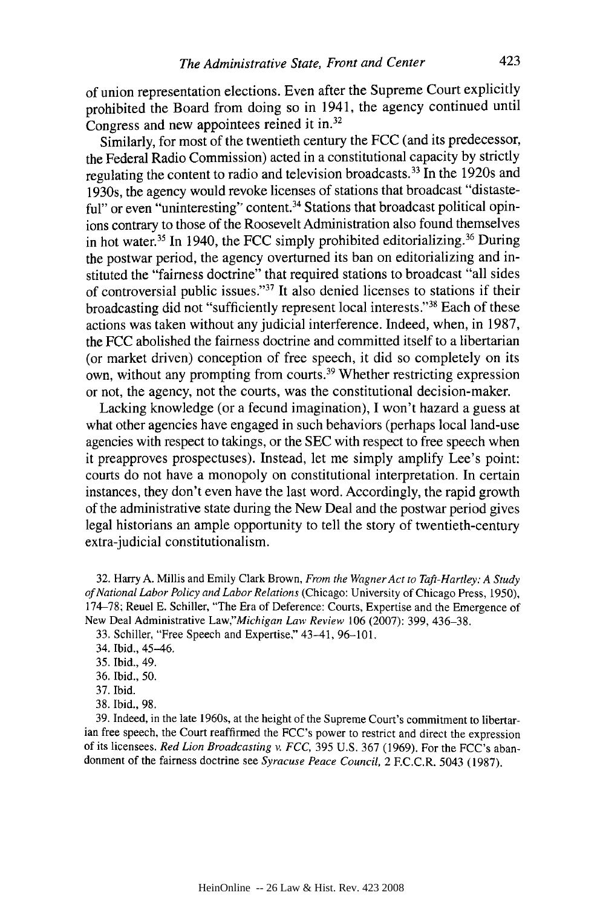of union representation elections. Even after the Supreme Court explicitly prohibited the Board from doing so in 1941, the agency continued until Congress and new appointees reined it in.[32]

Similarly, for most of the twentieth century the FCC (and its predecessor, the Federal Radio Commission) acted in a constitutional capacity by strictly regulating the content to radio and television broadcasts.[33] In the 1920s and 1930s, the agency would revoke licenses of stations that broadcast "distasteful" or even "uninteresting" content.[34] Stations that broadcast political opinions contrary to those of the Roosevelt Administration also found themselves in hot water.[35] In 1940, the FCC simply prohibited editorializing.[36] During the postwar period, the agency overturned its ban on editorializing and instituted the "fairness doctrine" that required stations to broadcast "all sides of controversial public issues."[37] It also denied licenses to stations if their broadcasting did not "sufficiently represent local interests."[38] Each of these actions was taken without any judicial interference. Indeed, when, in 1987, the FCC abolished the fairness doctrine and committed itself to a libertarian (or market driven) conception of free speech, it did so completely on its own, without any prompting from courts.[39] Whether restricting expression or not, the agency, not the courts, was the constitutional decision-maker.

Lacking knowledge (or a fecund imagination), I won't hazard a guess at what other agencies have engaged in such behaviors (perhaps local land-use agencies with respect to takings, or the SEC with respect to free speech when it preapproves prospectuses). Instead, let me simply amplify Lee's point: courts do not have a monopoly on constitutional interpretation. In certain instances, they don't even have the last word. Accordingly, the rapid growth of the administrative state during the New Deal and the postwar period gives legal historians an ample opportunity to tell the story of twentieth-century extra-judicial constitutionalism.

32. Harry A. Millis and Emily Clark Brown, *From the Wagner Act to Taft-Hartley: A Study of National Labor Policy and Labor Relations* (Chicago: University of Chicago Press, 1950), 174–78; Reuel E. Schiller, "The Era of Deference: Courts, Expertise and the Emergence of New Deal Administrative Law,"*Michigan Law Review* 106 (2007): 399, 436–38.

33. Schiller, "Free Speech and Expertise," 43–41, 96–101.

34. Ibid., 45–46.

35. Ibid., 49.

36. Ibid., 50.

37. Ibid.

38. Ibid., 98.

39. Indeed, in the late 1960s, at the height of the Supreme Court's commitment to libertarian free speech, the Court reaffirmed the FCC's power to restrict and direct the expression of its licensees. *Red Lion Broadcasting v. FCC*, 395 U.S. 367 (1969). For the FCC's abandonment of the fairness doctrine see *Syracuse Peace Council*, 2 F.C.C.R. 5043 (1987).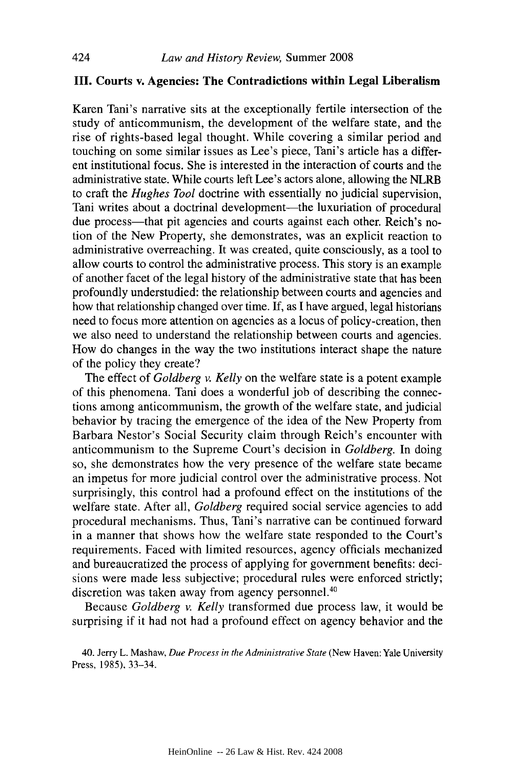## III. Courts v. Agencies: The Contradictions within Legal Liberalism

Karen Tani's narrative sits at the exceptionally fertile intersection of the study of anticommunism, the development of the welfare state, and the rise of rights-based legal thought. While covering a similar period and touching on some similar issues as Lee's piece, Tani's article has a different institutional focus. She is interested in the interaction of courts and the administrative state. While courts left Lee's actors alone, allowing the NLRB to craft the *Hughes Tool* doctrine with essentially no judicial supervision, Tani writes about a doctrinal development—the luxuriation of procedural due process—that pit agencies and courts against each other. Reich's notion of the New Property, she demonstrates, was an explicit reaction to administrative overreaching. It was created, quite consciously, as a tool to allow courts to control the administrative process. This story is an example of another facet of the legal history of the administrative state that has been profoundly understudied: the relationship between courts and agencies and how that relationship changed over time. If, as I have argued, legal historians need to focus more attention on agencies as a locus of policy-creation, then we also need to understand the relationship between courts and agencies. How do changes in the way the two institutions interact shape the nature of the policy they create?

The effect of *Goldberg v. Kelly* on the welfare state is a potent example of this phenomena. Tani does a wonderful job of describing the connections among anticommunism, the growth of the welfare state, and judicial behavior by tracing the emergence of the idea of the New Property from Barbara Nestor's Social Security claim through Reich's encounter with anticommunism to the Supreme Court's decision in *Goldberg*. In doing so, she demonstrates how the very presence of the welfare state became an impetus for more judicial control over the administrative process. Not surprisingly, this control had a profound effect on the institutions of the welfare state. After all, *Goldberg* required social service agencies to add procedural mechanisms. Thus, Tani's narrative can be continued forward in a manner that shows how the welfare state responded to the Court's requirements. Faced with limited resources, agency officials mechanized and bureaucratized the process of applying for government benefits: decisions were made less subjective; procedural rules were enforced strictly; discretion was taken away from agency personnel.[40]

Because *Goldberg v. Kelly* transformed due process law, it would be surprising if it had not had a profound effect on agency behavior and the

40. Jerry L. Mashaw, *Due Process in the Administrative State* (New Haven: Yale University Press, 1985), 33–34.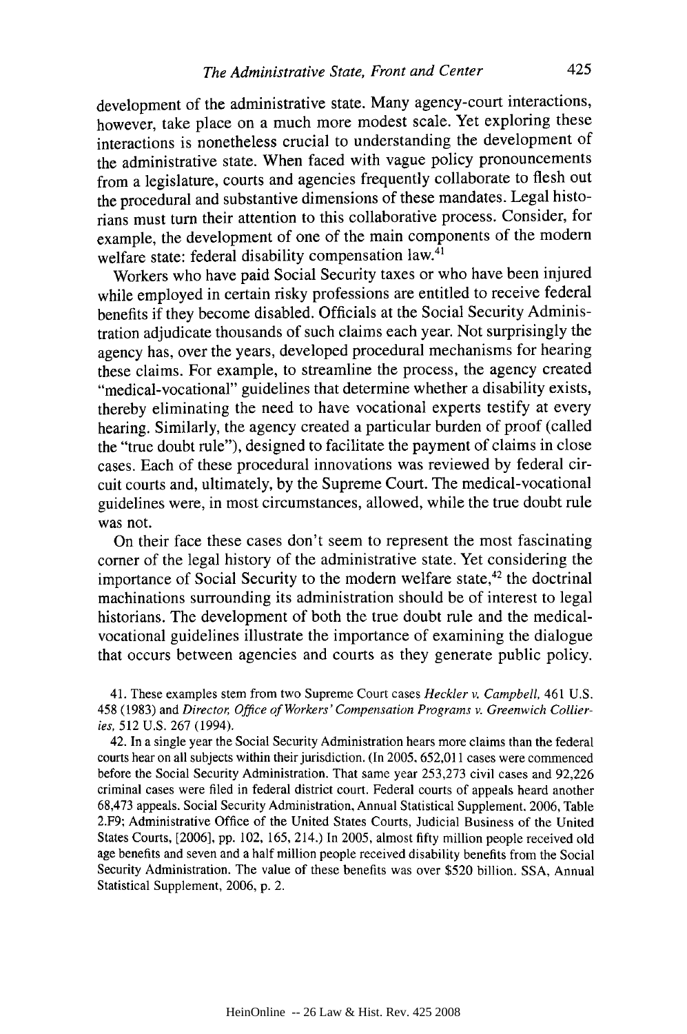development of the administrative state. Many agency-court interactions, however, take place on a much more modest scale. Yet exploring these interactions is nonetheless crucial to understanding the development of the administrative state. When faced with vague policy pronouncements from a legislature, courts and agencies frequently collaborate to flesh out the procedural and substantive dimensions of these mandates. Legal historians must turn their attention to this collaborative process. Consider, for example, the development of one of the main components of the modern welfare state: federal disability compensation law.[41]

Workers who have paid Social Security taxes or who have been injured while employed in certain risky professions are entitled to receive federal benefits if they become disabled. Officials at the Social Security Administration adjudicate thousands of such claims each year. Not surprisingly the agency has, over the years, developed procedural mechanisms for hearing these claims. For example, to streamline the process, the agency created "medical-vocational" guidelines that determine whether a disability exists, thereby eliminating the need to have vocational experts testify at every hearing. Similarly, the agency created a particular burden of proof (called the "true doubt rule"), designed to facilitate the payment of claims in close cases. Each of these procedural innovations was reviewed by federal circuit courts and, ultimately, by the Supreme Court. The medical-vocational guidelines were, in most circumstances, allowed, while the true doubt rule was not.

On their face these cases don't seem to represent the most fascinating corner of the legal history of the administrative state. Yet considering the importance of Social Security to the modern welfare state,[42] the doctrinal machinations surrounding its administration should be of interest to legal historians. The development of both the true doubt rule and the medical-vocational guidelines illustrate the importance of examining the dialogue that occurs between agencies and courts as they generate public policy.

41. These examples stem from two Supreme Court cases *Heckler v. Campbell*, 461 U.S. 458 (1983) and *Director, Office of Workers' Compensation Programs v. Greenwich Collieries*, 512 U.S. 267 (1994).

42. In a single year the Social Security Administration hears more claims than the federal courts hear on all subjects within their jurisdiction. (In 2005, 652,011 cases were commenced before the Social Security Administration. That same year 253,273 civil cases and 92,226 criminal cases were filed in federal district court. Federal courts of appeals heard another 68,473 appeals. Social Security Administration, Annual Statistical Supplement, 2006, Table 2.F9; Administrative Office of the United States Courts, Judicial Business of the United States Courts, [2006], pp. 102, 165, 214.) In 2005, almost fifty million people received old age benefits and seven and a half million people received disability benefits from the Social Security Administration. The value of these benefits was over $520 billion. SSA, Annual Statistical Supplement, 2006, p. 2.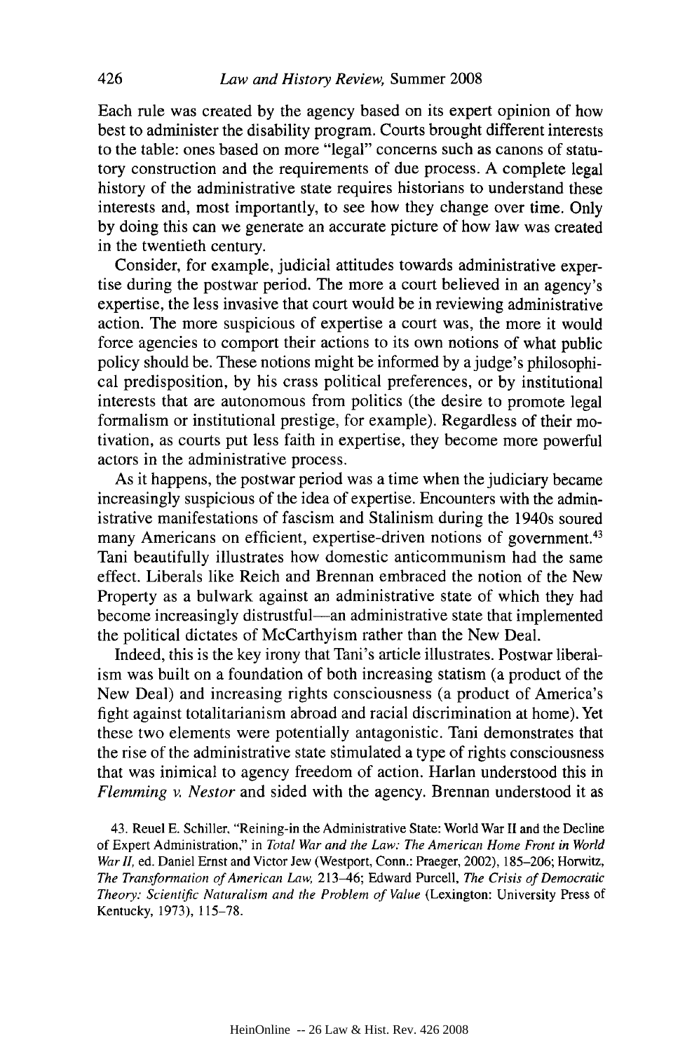Each rule was created by the agency based on its expert opinion of how best to administer the disability program. Courts brought different interests to the table: ones based on more "legal" concerns such as canons of statutory construction and the requirements of due process. A complete legal history of the administrative state requires historians to understand these interests and, most importantly, to see how they change over time. Only by doing this can we generate an accurate picture of how law was created in the twentieth century.

Consider, for example, judicial attitudes towards administrative expertise during the postwar period. The more a court believed in an agency's expertise, the less invasive that court would be in reviewing administrative action. The more suspicious of expertise a court was, the more it would force agencies to comport their actions to its own notions of what public policy should be. These notions might be informed by a judge's philosophical predisposition, by his crass political preferences, or by institutional interests that are autonomous from politics (the desire to promote legal formalism or institutional prestige, for example). Regardless of their motivation, as courts put less faith in expertise, they become more powerful actors in the administrative process.

As it happens, the postwar period was a time when the judiciary became increasingly suspicious of the idea of expertise. Encounters with the administrative manifestations of fascism and Stalinism during the 1940s soured many Americans on efficient, expertise-driven notions of government.[43] Tani beautifully illustrates how domestic anticommunism had the same effect. Liberals like Reich and Brennan embraced the notion of the New Property as a bulwark against an administrative state of which they had become increasingly distrustful—an administrative state that implemented the political dictates of McCarthyism rather than the New Deal.

Indeed, this is the key irony that Tani's article illustrates. Postwar liberalism was built on a foundation of both increasing statism (a product of the New Deal) and increasing rights consciousness (a product of America's fight against totalitarianism abroad and racial discrimination at home). Yet these two elements were potentially antagonistic. Tani demonstrates that the rise of the administrative state stimulated a type of rights consciousness that was inimical to agency freedom of action. Harlan understood this in *Flemming v. Nestor* and sided with the agency. Brennan understood it as

43. Reuel E. Schiller, "Reining-in the Administrative State: World War II and the Decline of Expert Administration," in *Total War and the Law: The American Home Front in World War II*, ed. Daniel Ernst and Victor Jew (Westport, Conn.: Praeger, 2002), 185–206; Horwitz, *The Transformation of American Law*, 213–46; Edward Purcell, *The Crisis of Democratic Theory: Scientific Naturalism and the Problem of Value* (Lexington: University Press of Kentucky, 1973), 115–78.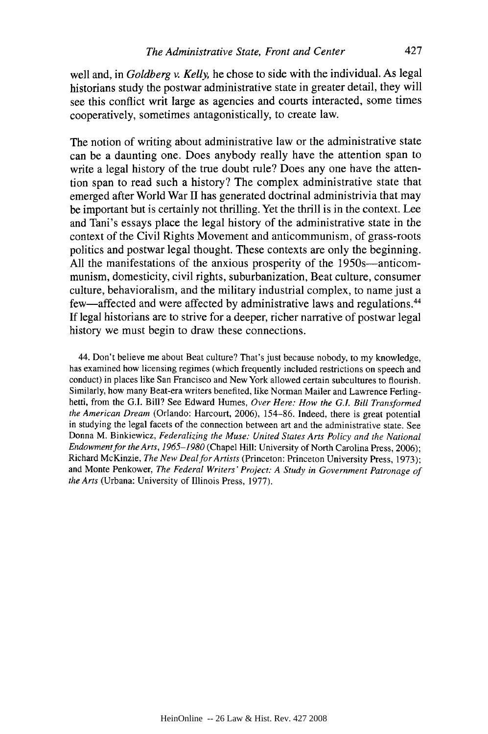well and, in *Goldberg v. Kelly,* he chose to side with the individual. As legal historians study the postwar administrative state in greater detail, they will see this conflict writ large as agencies and courts interacted, some times cooperatively, sometimes antagonistically, to create law.

The notion of writing about administrative law or the administrative state can be a daunting one. Does anybody really have the attention span to write a legal history of the true doubt rule? Does any one have the attention span to read such a history? The complex administrative state that emerged after World War II has generated doctrinal administrivia that may be important but is certainly not thrilling. Yet the thrill is in the context. Lee and Tani's essays place the legal history of the administrative state in the context of the Civil Rights Movement and anticommunism, of grass-roots politics and postwar legal thought. These contexts are only the beginning. All the manifestations of the anxious prosperity of the 1950s—anticommunism, domesticity, civil rights, suburbanization, Beat culture, consumer culture, behavioralism, and the military industrial complex, to name just a few—affected and were affected by administrative laws and regulations.[44] If legal historians are to strive for a deeper, richer narrative of postwar legal history we must begin to draw these connections.

44. Don't believe me about Beat culture? That's just because nobody, to my knowledge, has examined how licensing regimes (which frequently included restrictions on speech and conduct) in places like San Francisco and New York allowed certain subcultures to flourish. Similarly, how many Beat-era writers benefited, like Norman Mailer and Lawrence Ferlinghetti, from the G.I. Bill? See Edward Humes, *Over Here: How the G.I. Bill Transformed the American Dream* (Orlando: Harcourt, 2006), 154–86. Indeed, there is great potential in studying the legal facets of the connection between art and the administrative state. See Donna M. Binkiewicz, *Federalizing the Muse: United States Arts Policy and the National Endowment for the Arts, 1965–1980* (Chapel Hill: University of North Carolina Press, 2006); Richard McKinzie, *The New Deal for Artists* (Princeton: Princeton University Press, 1973); and Monte Penkower, *The Federal Writers' Project: A Study in Government Patronage of the Arts* (Urbana: University of Illinois Press, 1977).